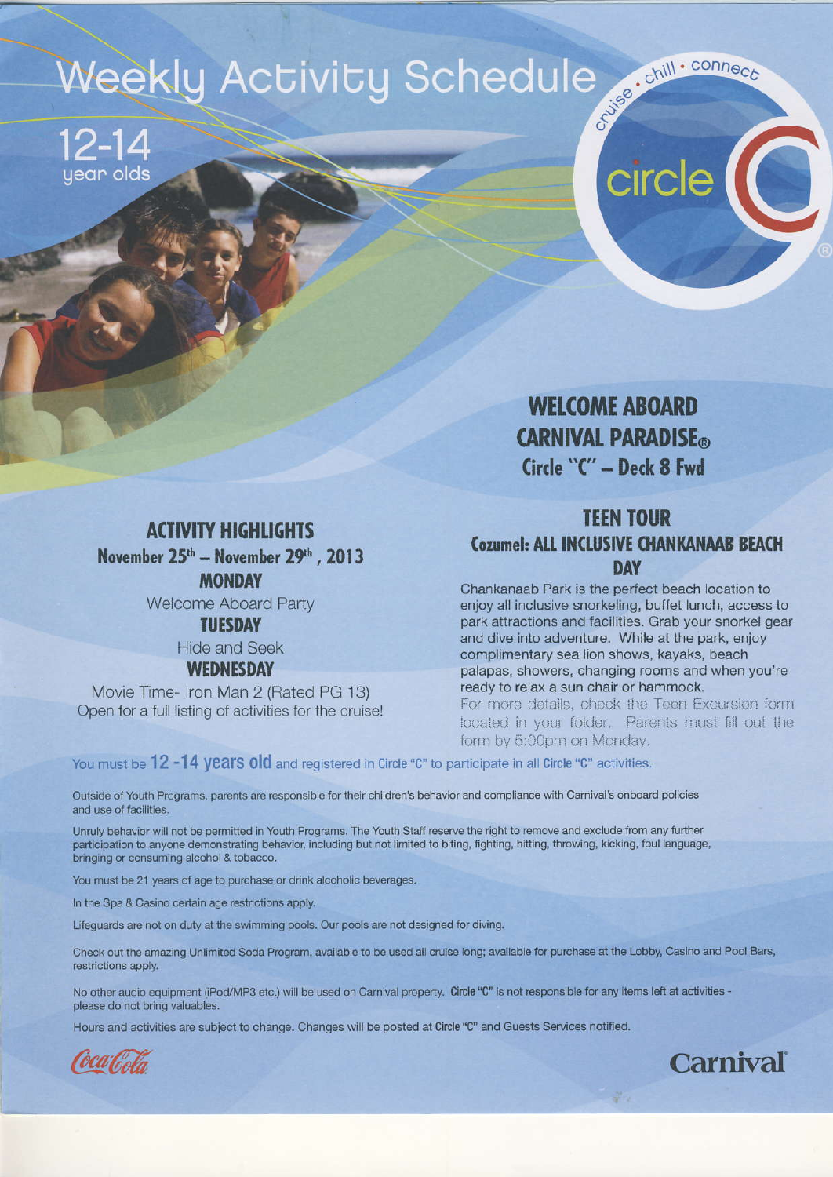# Weekly Activity Schedule

12-14 year olds

cruise · chill · connect

circle C

## WELCOME ABOARD CARNIVAL PARADISE®
### Circle "C" – Deck 8 Fwd

## ACTIVITY HIGHLIGHTS
### November 25th – November 29th, 2013

**MONDAY**

Welcome Aboard Party

**TUESDAY**

Hide and Seek

**WEDNESDAY**

Movie Time- Iron Man 2 (Rated PG 13)

Open for a full listing of activities for the cruise!

## TEEN TOUR
### Cozumel: ALL INCLUSIVE CHANKANAAB BEACH DAY

Chankanaab Park is the perfect beach location to enjoy all inclusive snorkeling, buffet lunch, access to park attractions and facilities. Grab your snorkel gear and dive into adventure. While at the park, enjoy complimentary sea lion shows, kayaks, beach palapas, showers, changing rooms and when you're ready to relax a sun chair or hammock.

For more details, check the Teen Excursion form located in your folder. Parents must fill out the form by 5:00pm on Monday.

You must be **12 -14 years old** and registered in Circle "C" to participate in all Circle "C" activities.

Outside of Youth Programs, parents are responsible for their children's behavior and compliance with Carnival's onboard policies and use of facilities.

Unruly behavior will not be permitted in Youth Programs. The Youth Staff reserve the right to remove and exclude from any further participation to anyone demonstrating behavior, including but not limited to biting, fighting, hitting, throwing, kicking, foul language, bringing or consuming alcohol & tobacco.

You must be 21 years of age to purchase or drink alcoholic beverages.

In the Spa & Casino certain age restrictions apply.

Lifeguards are not on duty at the swimming pools. Our pools are not designed for diving.

Check out the amazing Unlimited Soda Program, available to be used all cruise long; available for purchase at the Lobby, Casino and Pool Bars, restrictions apply.

No other audio equipment (iPod/MP3 etc.) will be used on Carnival property. Circle "C" is not responsible for any items left at activities - please do not bring valuables.

Hours and activities are subject to change. Changes will be posted at Circle "C" and Guests Services notified.

Coca-Cola

Carnival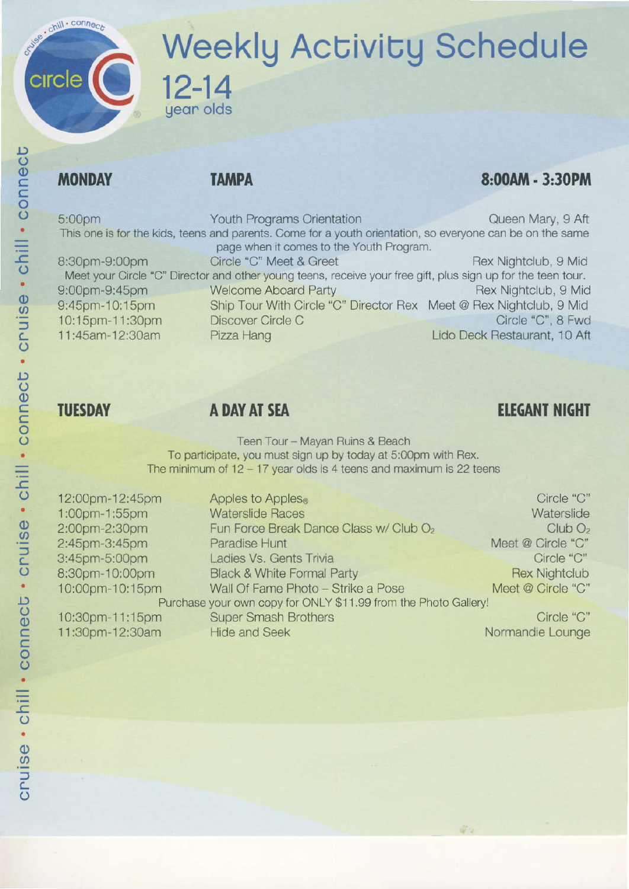# Weekly Activity Schedule

## 12-14 year olds

### MONDAY — TAMPA — 8:00AM - 3:30PM

| Time | Activity | Location |
|---|---|---|
| 5:00pm | Youth Programs Orientation | Queen Mary, 9 Aft |

This one is for the kids, teens and parents. Come for a youth orientation, so everyone can be on the same page when it comes to the Youth Program.

| Time | Activity | Location |
|---|---|---|
| 8:30pm-9:00pm | Circle "C" Meet & Greet | Rex Nightclub, 9 Mid |

Meet your Circle "C" Director and other young teens, receive your free gift, plus sign up for the teen tour.

| Time | Activity | Location |
|---|---|---|
| 9:00pm-9:45pm | Welcome Aboard Party | Rex Nightclub, 9 Mid |
| 9:45pm-10:15pm | Ship Tour With Circle "C" Director Rex | Meet @ Rex Nightclub, 9 Mid |
| 10:15pm-11:30pm | Discover Circle C | Circle "C", 8 Fwd |
| 11:45am-12:30am | Pizza Hang | Lido Deck Restaurant, 10 Aft |

### TUESDAY — A DAY AT SEA — ELEGANT NIGHT

Teen Tour – Mayan Ruins & Beach
To participate, you must sign up by today at 5:00pm with Rex.
The minimum of 12 – 17 year olds is 4 teens and maximum is 22 teens

| Time | Activity | Location |
|---|---|---|
| 12:00pm-12:45pm | Apples to Apples® | Circle "C" |
| 1:00pm-1:55pm | Waterslide Races | Waterslide |
| 2:00pm-2:30pm | Fun Force Break Dance Class w/ Club $O_2$ | Club $O_2$ |
| 2:45pm-3:45pm | Paradise Hunt | Meet @ Circle "C" |
| 3:45pm-5:00pm | Ladies Vs. Gents Trivia | Circle "C" |
| 8:30pm-10:00pm | Black & White Formal Party | Rex Nightclub |
| 10:00pm-10:15pm | Wall Of Fame Photo – Strike a Pose | Meet @ Circle "C" |

Purchase your own copy for ONLY $11.99 from the Photo Gallery!

| Time | Activity | Location |
|---|---|---|
| 10:30pm-11:15pm | Super Smash Brothers | Circle "C" |
| 11:30pm-12:30am | Hide and Seek | Normandie Lounge |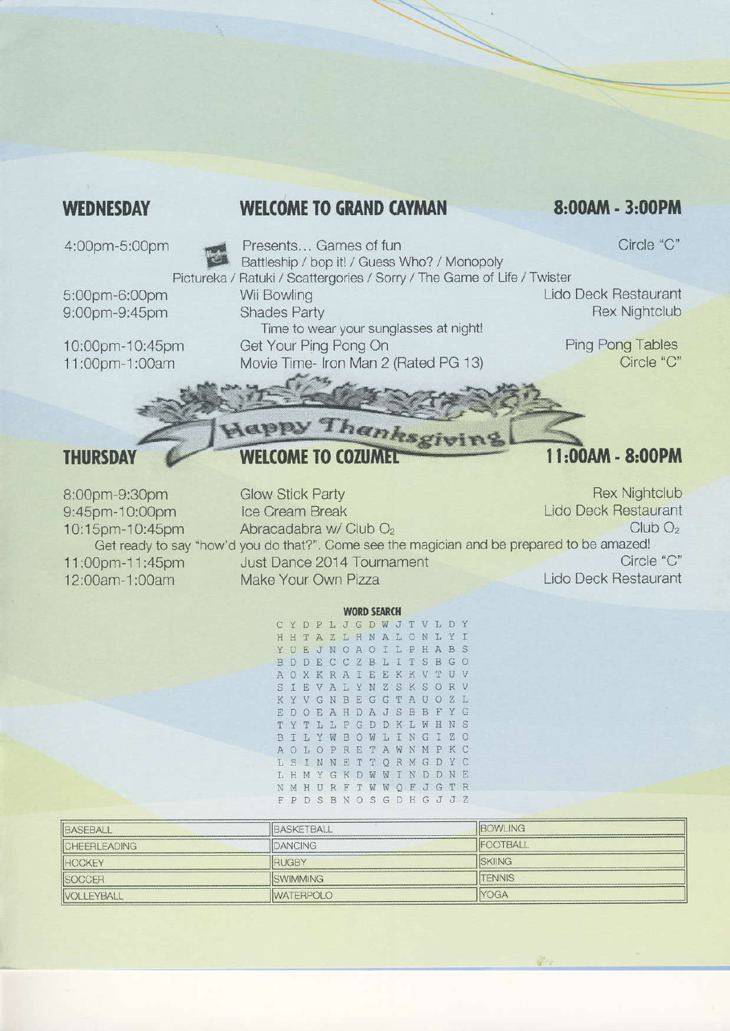## WEDNESDAY — WELCOME TO GRAND CAYMAN — 8:00AM - 3:00PM

| Time | Event | Location |
|---|---|---|
| 4:00pm-5:00pm | Presents... Games of fun<br>Battleship / bop it! / Guess Who? / Monopoly<br>Pictureka / Ratuki / Scattergories / Sorry / The Game of Life / Twister | Circle "C" |
| 5:00pm-6:00pm | Wii Bowling | Lido Deck Restaurant |
| 9:00pm-9:45pm | Shades Party<br>Time to wear your sunglasses at night! | Rex Nightclub |
| 10:00pm-10:45pm | Get Your Ping Pong On | Ping Pong Tables |
| 11:00pm-1:00am | Movie Time- Iron Man 2 (Rated PG 13) | Circle "C" |

Happy Thanksgiving

## THURSDAY — WELCOME TO COZUMEL — 11:00AM - 8:00PM

| Time | Event | Location |
|---|---|---|
| 8:00pm-9:30pm | Glow Stick Party | Rex Nightclub |
| 9:45pm-10:00pm | Ice Cream Break | Lido Deck Restaurant |
| 10:15pm-10:45pm | Abracadabra w/ Club $O_2$<br>Get ready to say "how'd you do that?". Come see the magician and be prepared to be amazed! | Club $O_2$ |
| 11:00pm-11:45pm | Just Dance 2014 Tournament | Circle "C" |
| 12:00am-1:00am | Make Your Own Pizza | Lido Deck Restaurant |

### WORD SEARCH

```
C Y D P L J G D W J T V L D Y
H H T A Z L H N A L O N L Y I
Y U E J N O A O I L P H A B S
B D D E C C Z B L I T S B G O
A O X K R A I E E K K V T U V
S I E V A L Y N Z S K S O R V
K Y V G N B E G G T A U O Z L
E D O E A H D A J S B B F Y G
T Y T L L P G D D K L W H N S
B I L Y W B O W L I N G I Z O
A O L O P R E T A W N M P K C
L S I N N E T T Q R M G D Y C
L H M Y G K D W W I N D D N E
N M H U R F T W W Q F J G T R
F P D S B N O S G D H G J J Z
```

| | | |
|---|---|---|
| BASEBALL | BASKETBALL | BOWLING |
| CHEERLEADING | DANCING | FOOTBALL |
| HOCKEY | RUGBY | SKIING |
| SOCCER | SWIMMING | TENNIS |
| VOLLEYBALL | WATERPOLO | YOGA |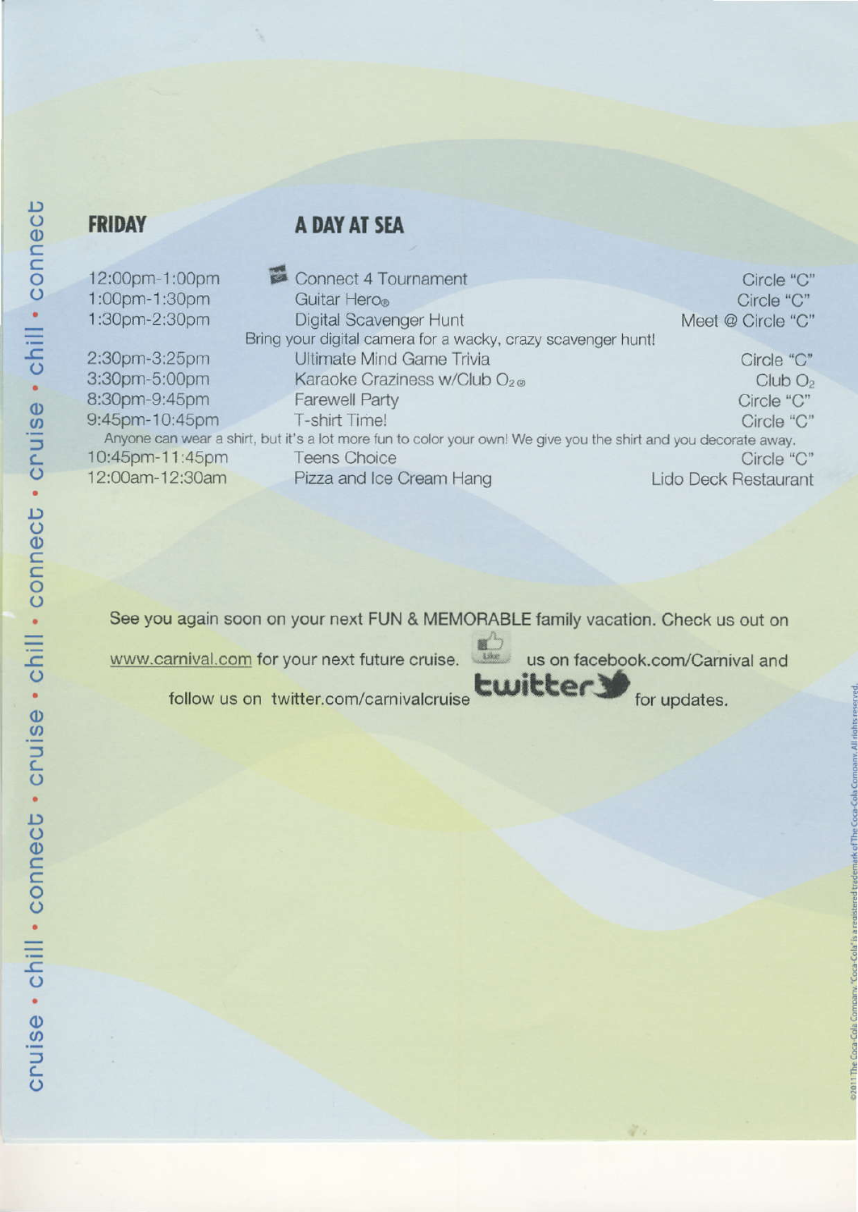## FRIDAY — A DAY AT SEA

| | | |
|---|---|---|
| 12:00pm-1:00pm | Connect 4 Tournament | Circle "C" |
| 1:00pm-1:30pm | Guitar Hero® | Circle "C" |
| 1:30pm-2:30pm | Digital Scavenger Hunt | Meet @ Circle "C" |
| | Bring your digital camera for a wacky, crazy scavenger hunt! | |
| 2:30pm-3:25pm | Ultimate Mind Game Trivia | Circle "C" |
| 3:30pm-5:00pm | Karaoke Craziness w/Club $O_2$® | Club $O_2$ |
| 8:30pm-9:45pm | Farewell Party | Circle "C" |
| 9:45pm-10:45pm | T-shirt Time! | Circle "C" |
| | Anyone can wear a shirt, but it's a lot more fun to color your own! We give you the shirt and you decorate away. | |
| 10:45pm-11:45pm | Teens Choice | Circle "C" |
| 12:00am-12:30am | Pizza and Ice Cream Hang | Lido Deck Restaurant |

See you again soon on your next FUN & MEMORABLE family vacation. Check us out on www.carnival.com for your next future cruise. Like us on facebook.com/Carnival and follow us on twitter.com/carnivalcruise twitter for updates.

cruise • chill • connect • cruise • chill • connect • cruise • chill • connect

©2011 The Coca-Cola Company. "Coca-Cola" is a registered trademark of The Coca-Cola Company. All rights reserved.